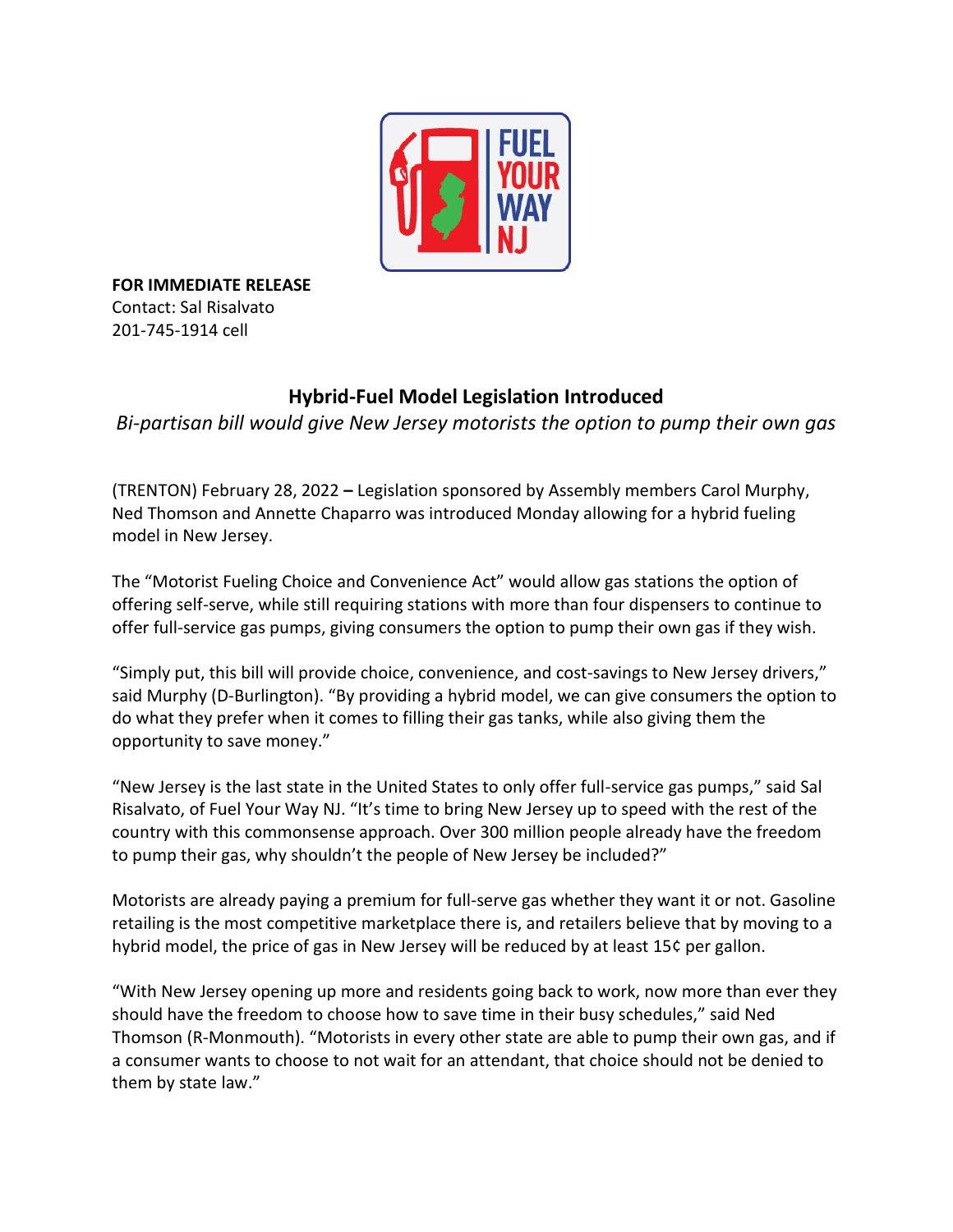**FOR IMMEDIATE RELEASE**
Contact: Sal Risalvato
201-745-1914 cell

## Hybrid-Fuel Model Legislation Introduced

*Bi-partisan bill would give New Jersey motorists the option to pump their own gas*

(TRENTON) February 28, 2022 **–** Legislation sponsored by Assembly members Carol Murphy, Ned Thomson and Annette Chaparro was introduced Monday allowing for a hybrid fueling model in New Jersey.

The "Motorist Fueling Choice and Convenience Act" would allow gas stations the option of offering self-serve, while still requiring stations with more than four dispensers to continue to offer full-service gas pumps, giving consumers the option to pump their own gas if they wish.

"Simply put, this bill will provide choice, convenience, and cost-savings to New Jersey drivers," said Murphy (D-Burlington). "By providing a hybrid model, we can give consumers the option to do what they prefer when it comes to filling their gas tanks, while also giving them the opportunity to save money."

"New Jersey is the last state in the United States to only offer full-service gas pumps," said Sal Risalvato, of Fuel Your Way NJ. "It's time to bring New Jersey up to speed with the rest of the country with this commonsense approach. Over 300 million people already have the freedom to pump their gas, why shouldn't the people of New Jersey be included?"

Motorists are already paying a premium for full-serve gas whether they want it or not. Gasoline retailing is the most competitive marketplace there is, and retailers believe that by moving to a hybrid model, the price of gas in New Jersey will be reduced by at least 15¢ per gallon.

"With New Jersey opening up more and residents going back to work, now more than ever they should have the freedom to choose how to save time in their busy schedules," said Ned Thomson (R-Monmouth). "Motorists in every other state are able to pump their own gas, and if a consumer wants to choose to not wait for an attendant, that choice should not be denied to them by state law."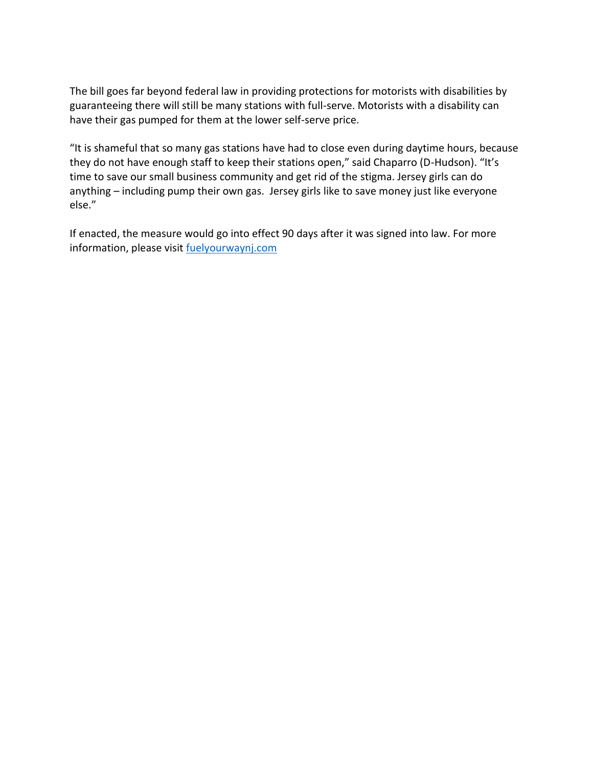The bill goes far beyond federal law in providing protections for motorists with disabilities by guaranteeing there will still be many stations with full-serve. Motorists with a disability can have their gas pumped for them at the lower self-serve price.

"It is shameful that so many gas stations have had to close even during daytime hours, because they do not have enough staff to keep their stations open," said Chaparro (D-Hudson). "It's time to save our small business community and get rid of the stigma. Jersey girls can do anything – including pump their own gas. Jersey girls like to save money just like everyone else."

If enacted, the measure would go into effect 90 days after it was signed into law. For more information, please visit [fuelyourwaynj.com](fuelyourwaynj.com)